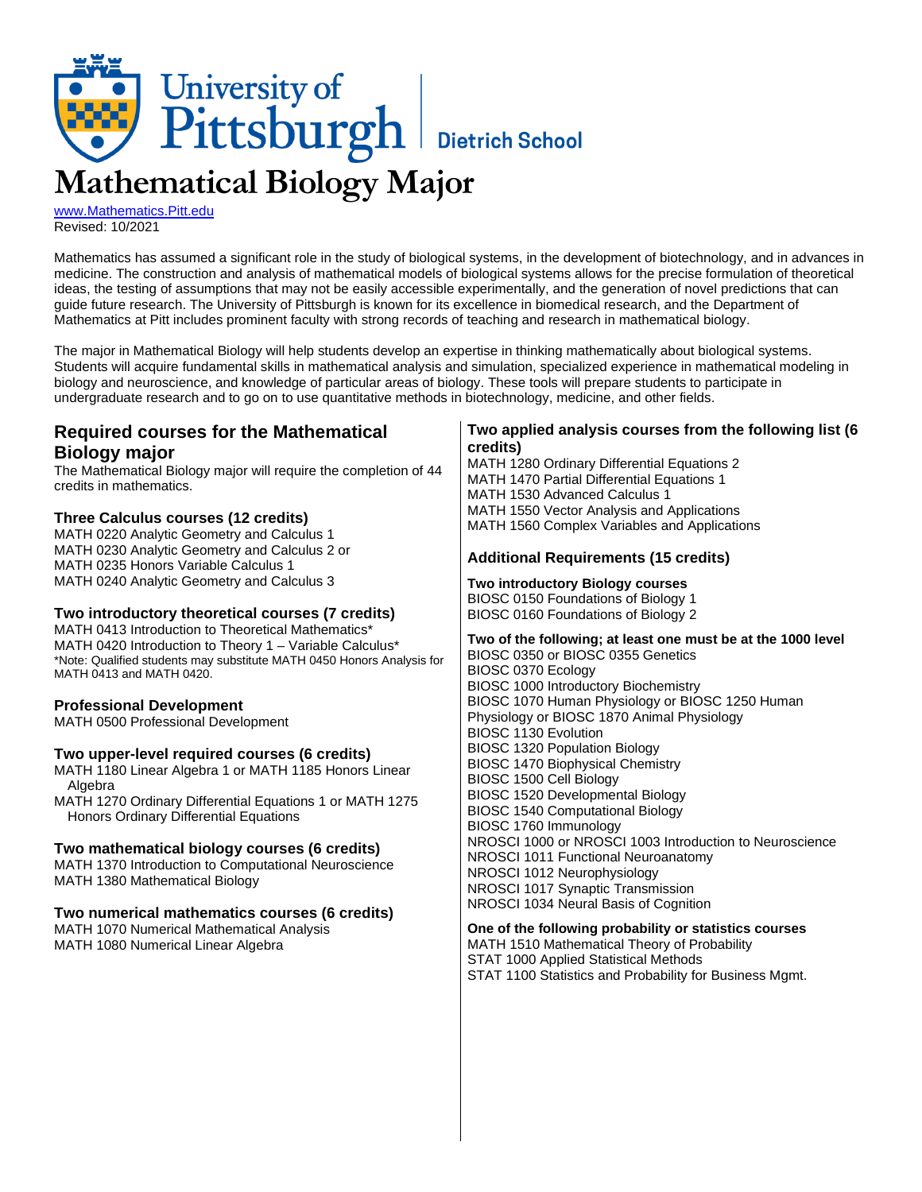University of Pittsburgh | Dietrich School

# Mathematical Biology Major

www.Mathematics.Pitt.edu
Revised: 10/2021

Mathematics has assumed a significant role in the study of biological systems, in the development of biotechnology, and in advances in medicine. The construction and analysis of mathematical models of biological systems allows for the precise formulation of theoretical ideas, the testing of assumptions that may not be easily accessible experimentally, and the generation of novel predictions that can guide future research. The University of Pittsburgh is known for its excellence in biomedical research, and the Department of Mathematics at Pitt includes prominent faculty with strong records of teaching and research in mathematical biology.

The major in Mathematical Biology will help students develop an expertise in thinking mathematically about biological systems. Students will acquire fundamental skills in mathematical analysis and simulation, specialized experience in mathematical modeling in biology and neuroscience, and knowledge of particular areas of biology. These tools will prepare students to participate in undergraduate research and to go on to use quantitative methods in biotechnology, medicine, and other fields.

## Required courses for the Mathematical Biology major

The Mathematical Biology major will require the completion of 44 credits in mathematics.

### Three Calculus courses (12 credits)

MATH 0220 Analytic Geometry and Calculus 1
MATH 0230 Analytic Geometry and Calculus 2 or
MATH 0235 Honors Variable Calculus 1
MATH 0240 Analytic Geometry and Calculus 3

### Two introductory theoretical courses (7 credits)

MATH 0413 Introduction to Theoretical Mathematics*
MATH 0420 Introduction to Theory 1 – Variable Calculus*
*Note: Qualified students may substitute MATH 0450 Honors Analysis for MATH 0413 and MATH 0420.

### Professional Development

MATH 0500 Professional Development

### Two upper-level required courses (6 credits)

MATH 1180 Linear Algebra 1 or MATH 1185 Honors Linear Algebra
MATH 1270 Ordinary Differential Equations 1 or MATH 1275 Honors Ordinary Differential Equations

### Two mathematical biology courses (6 credits)

MATH 1370 Introduction to Computational Neuroscience
MATH 1380 Mathematical Biology

### Two numerical mathematics courses (6 credits)

MATH 1070 Numerical Mathematical Analysis
MATH 1080 Numerical Linear Algebra

### Two applied analysis courses from the following list (6 credits)

MATH 1280 Ordinary Differential Equations 2
MATH 1470 Partial Differential Equations 1
MATH 1530 Advanced Calculus 1
MATH 1550 Vector Analysis and Applications
MATH 1560 Complex Variables and Applications

### Additional Requirements (15 credits)

**Two introductory Biology courses**

BIOSC 0150 Foundations of Biology 1
BIOSC 0160 Foundations of Biology 2

**Two of the following; at least one must be at the 1000 level**

BIOSC 0350 or BIOSC 0355 Genetics
BIOSC 0370 Ecology
BIOSC 1000 Introductory Biochemistry
BIOSC 1070 Human Physiology or BIOSC 1250 Human Physiology or BIOSC 1870 Animal Physiology
BIOSC 1130 Evolution
BIOSC 1320 Population Biology
BIOSC 1470 Biophysical Chemistry
BIOSC 1500 Cell Biology
BIOSC 1520 Developmental Biology
BIOSC 1540 Computational Biology
BIOSC 1760 Immunology
NROSCI 1000 or NROSCI 1003 Introduction to Neuroscience
NROSCI 1011 Functional Neuroanatomy
NROSCI 1012 Neurophysiology
NROSCI 1017 Synaptic Transmission
NROSCI 1034 Neural Basis of Cognition

**One of the following probability or statistics courses**

MATH 1510 Mathematical Theory of Probability
STAT 1000 Applied Statistical Methods
STAT 1100 Statistics and Probability for Business Mgmt.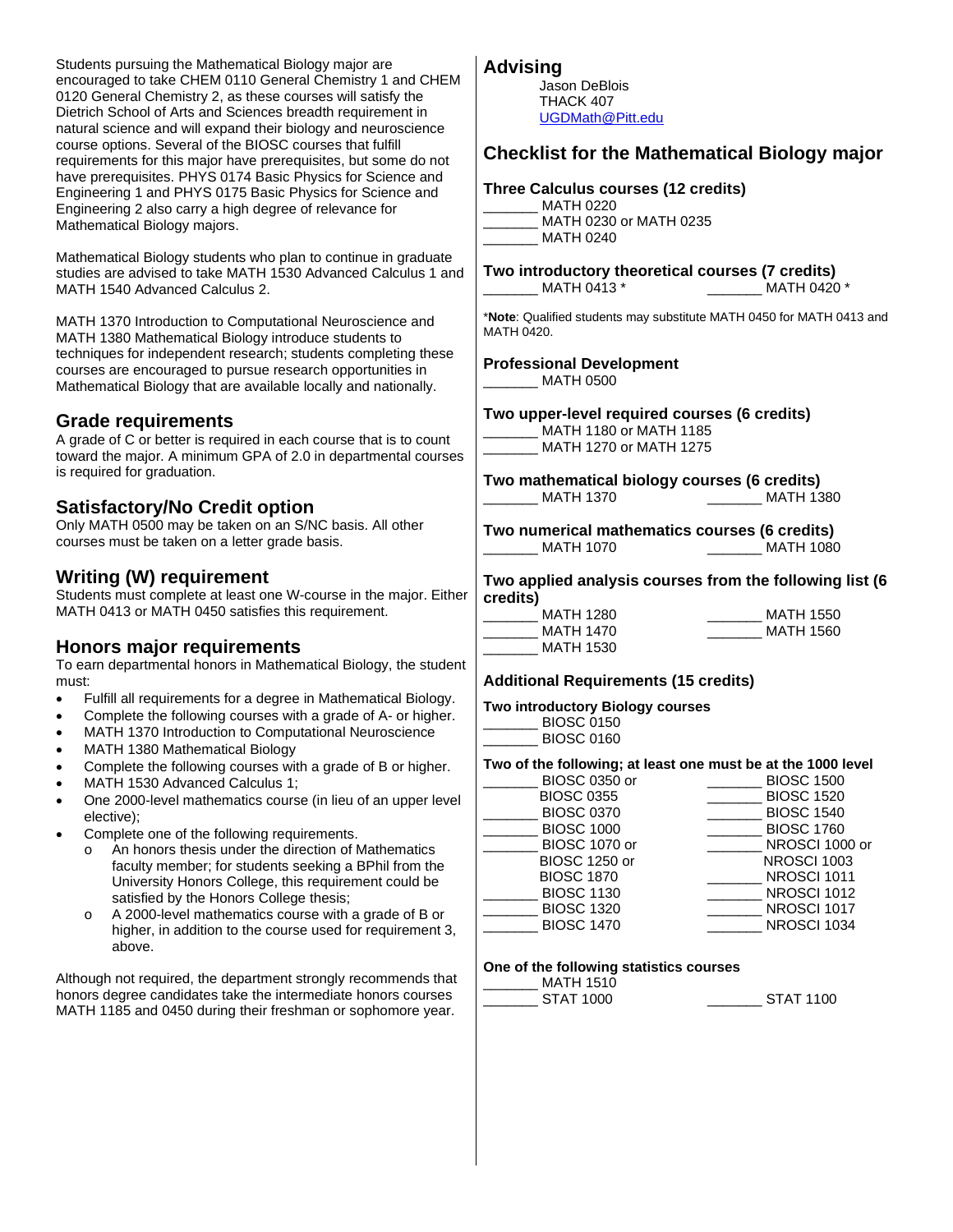Students pursuing the Mathematical Biology major are encouraged to take CHEM 0110 General Chemistry 1 and CHEM 0120 General Chemistry 2, as these courses will satisfy the Dietrich School of Arts and Sciences breadth requirement in natural science and will expand their biology and neuroscience course options. Several of the BIOSC courses that fulfill requirements for this major have prerequisites, but some do not have prerequisites. PHYS 0174 Basic Physics for Science and Engineering 1 and PHYS 0175 Basic Physics for Science and Engineering 2 also carry a high degree of relevance for Mathematical Biology majors.

Mathematical Biology students who plan to continue in graduate studies are advised to take MATH 1530 Advanced Calculus 1 and MATH 1540 Advanced Calculus 2.

MATH 1370 Introduction to Computational Neuroscience and MATH 1380 Mathematical Biology introduce students to techniques for independent research; students completing these courses are encouraged to pursue research opportunities in Mathematical Biology that are available locally and nationally.

## Grade requirements

A grade of C or better is required in each course that is to count toward the major. A minimum GPA of 2.0 in departmental courses is required for graduation.

## Satisfactory/No Credit option

Only MATH 0500 may be taken on an S/NC basis. All other courses must be taken on a letter grade basis.

## Writing (W) requirement

Students must complete at least one W-course in the major. Either MATH 0413 or MATH 0450 satisfies this requirement.

## Honors major requirements

To earn departmental honors in Mathematical Biology, the student must:

- Fulfill all requirements for a degree in Mathematical Biology.
- Complete the following courses with a grade of A- or higher.
- MATH 1370 Introduction to Computational Neuroscience
- MATH 1380 Mathematical Biology
- Complete the following courses with a grade of B or higher.
- MATH 1530 Advanced Calculus 1;
- One 2000-level mathematics course (in lieu of an upper level elective);
- Complete one of the following requirements.
  - An honors thesis under the direction of Mathematics faculty member; for students seeking a BPhil from the University Honors College, this requirement could be satisfied by the Honors College thesis;
  - A 2000-level mathematics course with a grade of B or higher, in addition to the course used for requirement 3, above.

Although not required, the department strongly recommends that honors degree candidates take the intermediate honors courses MATH 1185 and 0450 during their freshman or sophomore year.

## Advising

Jason DeBlois
THACK 407
UGDMath@Pitt.edu

## Checklist for the Mathematical Biology major

### Three Calculus courses (12 credits)

_______ MATH 0220
_______ MATH 0230 or MATH 0235
_______ MATH 0240

### Two introductory theoretical courses (7 credits)

_______ MATH 0413 * _______ MATH 0420 *

***Note**: Qualified students may substitute MATH 0450 for MATH 0413 and MATH 0420.

### Professional Development

_______ MATH 0500

### Two upper-level required courses (6 credits)

_______ MATH 1180 or MATH 1185
_______ MATH 1270 or MATH 1275

### Two mathematical biology courses (6 credits)

_______ MATH 1370 _______ MATH 1380

### Two numerical mathematics courses (6 credits)

_______ MATH 1070 _______ MATH 1080

### Two applied analysis courses from the following list (6 credits)

_______ MATH 1280 _______ MATH 1550
_______ MATH 1470 _______ MATH 1560
_______ MATH 1530

### Additional Requirements (15 credits)

**Two introductory Biology courses**

_______ BIOSC 0150
_______ BIOSC 0160

**Two of the following; at least one must be at the 1000 level**

_______ BIOSC 0350 or BIOSC 0355
_______ BIOSC 0370
_______ BIOSC 1000
_______ BIOSC 1070 or BIOSC 1250 or BIOSC 1870
_______ BIOSC 1130
_______ BIOSC 1320
_______ BIOSC 1470
_______ BIOSC 1500
_______ BIOSC 1520
_______ BIOSC 1540
_______ BIOSC 1760
_______ NROSCI 1000 or NROSCI 1003
_______ NROSCI 1011
_______ NROSCI 1012
_______ NROSCI 1017
_______ NROSCI 1034

**One of the following statistics courses**

_______ MATH 1510
_______ STAT 1000 _______ STAT 1100